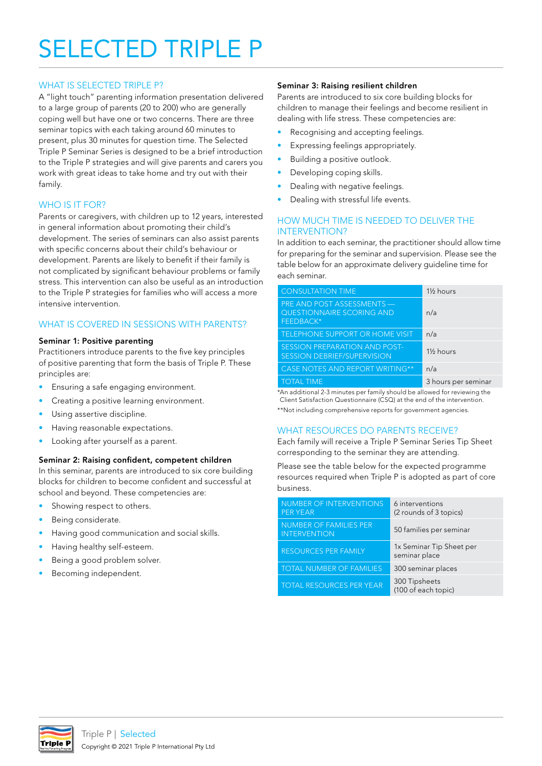# SELECTED TRIPLE P

## WHAT IS SELECTED TRIPLE P?

A "light touch" parenting information presentation delivered to a large group of parents (20 to 200) who are generally coping well but have one or two concerns. There are three seminar topics with each taking around 60 minutes to present, plus 30 minutes for question time. The Selected Triple P Seminar Series is designed to be a brief introduction to the Triple P strategies and will give parents and carers you work with great ideas to take home and try out with their family.

## WHO IS IT FOR?

Parents or caregivers, with children up to 12 years, interested in general information about promoting their child's development. The series of seminars can also assist parents with specific concerns about their child's behaviour or development. Parents are likely to benefit if their family is not complicated by significant behaviour problems or family stress. This intervention can also be useful as an introduction to the Triple P strategies for families who will access a more intensive intervention.

## WHAT IS COVERED IN SESSIONS WITH PARENTS?

**Seminar 1: Positive parenting**

Practitioners introduce parents to the five key principles of positive parenting that form the basis of Triple P. These principles are:

- Ensuring a safe engaging environment.
- Creating a positive learning environment.
- Using assertive discipline.
- Having reasonable expectations.
- Looking after yourself as a parent.

**Seminar 2: Raising confident, competent children**

In this seminar, parents are introduced to six core building blocks for children to become confident and successful at school and beyond. These competencies are:

- Showing respect to others.
- Being considerate.
- Having good communication and social skills.
- Having healthy self-esteem.
- Being a good problem solver.
- Becoming independent.

**Seminar 3: Raising resilient children**

Parents are introduced to six core building blocks for children to manage their feelings and become resilient in dealing with life stress. These competencies are:

- Recognising and accepting feelings.
- Expressing feelings appropriately.
- Building a positive outlook.
- Developing coping skills.
- Dealing with negative feelings.
- Dealing with stressful life events.

## HOW MUCH TIME IS NEEDED TO DELIVER THE INTERVENTION?

In addition to each seminar, the practitioner should allow time for preparing for the seminar and supervision. Please see the table below for an approximate delivery guideline time for each seminar.

| | |
|---|---|
| CONSULTATION TIME | 1½ hours |
| PRE AND POST ASSESSMENTS — QUESTIONNAIRE SCORING AND FEEDBACK* | n/a |
| TELEPHONE SUPPORT OR HOME VISIT | n/a |
| SESSION PREPARATION AND POST-SESSION DEBRIEF/SUPERVISION | 1½ hours |
| CASE NOTES AND REPORT WRITING** | n/a |
| TOTAL TIME | 3 hours per seminar |

*An additional 2-3 minutes per family should be allowed for reviewing the Client Satisfaction Questionnaire (CSQ) at the end of the intervention.

**Not including comprehensive reports for government agencies.

## WHAT RESOURCES DO PARENTS RECEIVE?

Each family will receive a Triple P Seminar Series Tip Sheet corresponding to the seminar they are attending.

Please see the table below for the expected programme resources required when Triple P is adopted as part of core business.

| | |
|---|---|
| NUMBER OF INTERVENTIONS PER YEAR | 6 interventions (2 rounds of 3 topics) |
| NUMBER OF FAMILIES PER INTERVENTION | 50 families per seminar |
| RESOURCES PER FAMILY | 1x Seminar Tip Sheet per seminar place |
| TOTAL NUMBER OF FAMILIES | 300 seminar places |
| TOTAL RESOURCES PER YEAR | 300 Tipsheets (100 of each topic) |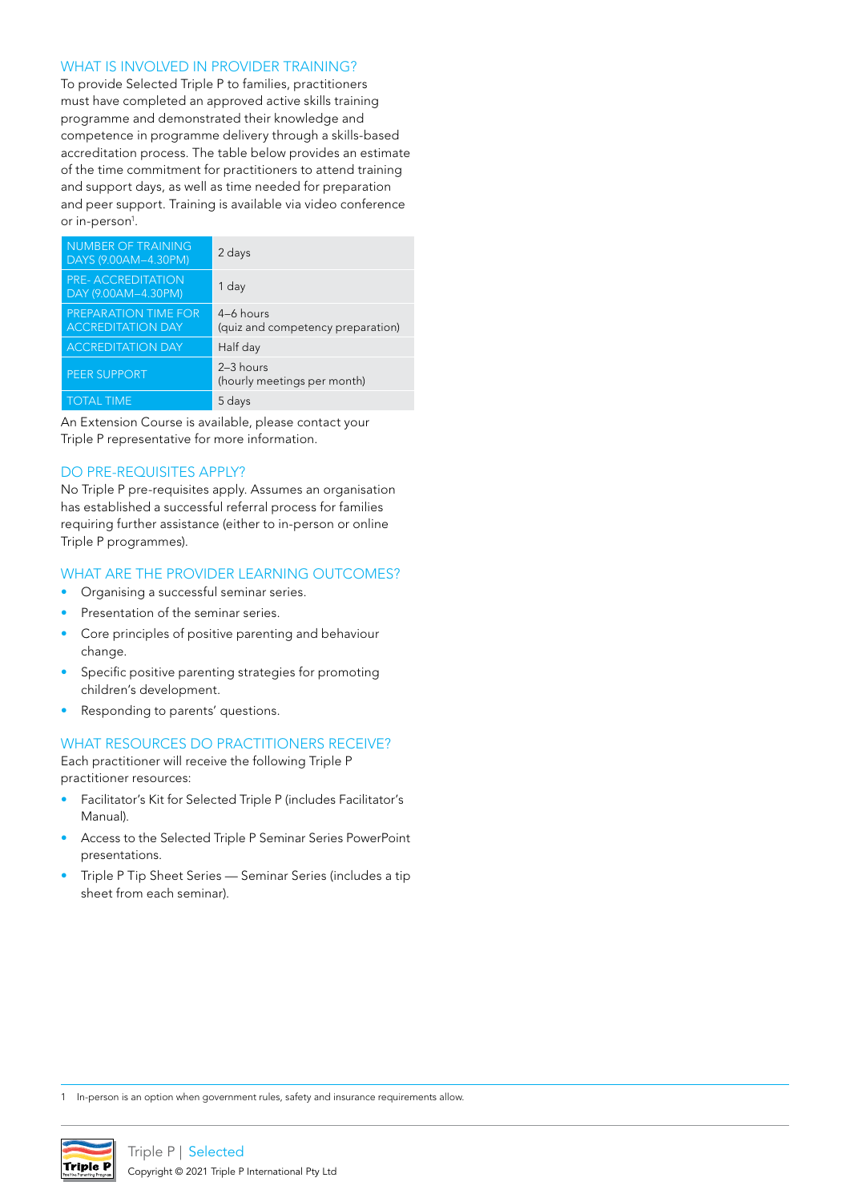## WHAT IS INVOLVED IN PROVIDER TRAINING?

To provide Selected Triple P to families, practitioners must have completed an approved active skills training programme and demonstrated their knowledge and competence in programme delivery through a skills-based accreditation process. The table below provides an estimate of the time commitment for practitioners to attend training and support days, as well as time needed for preparation and peer support. Training is available via video conference or in-person[1].

| | |
|---|---|
| NUMBER OF TRAINING DAYS (9.00AM–4.30PM) | 2 days |
| PRE- ACCREDITATION DAY (9.00AM–4.30PM) | 1 day |
| PREPARATION TIME FOR ACCREDITATION DAY | 4–6 hours (quiz and competency preparation) |
| ACCREDITATION DAY | Half day |
| PEER SUPPORT | 2–3 hours (hourly meetings per month) |
| TOTAL TIME | 5 days |

An Extension Course is available, please contact your Triple P representative for more information.

## DO PRE-REQUISITES APPLY?

No Triple P pre-requisites apply. Assumes an organisation has established a successful referral process for families requiring further assistance (either to in-person or online Triple P programmes).

## WHAT ARE THE PROVIDER LEARNING OUTCOMES?

- Organising a successful seminar series.
- Presentation of the seminar series.
- Core principles of positive parenting and behaviour change.
- Specific positive parenting strategies for promoting children's development.
- Responding to parents' questions.

## WHAT RESOURCES DO PRACTITIONERS RECEIVE?

Each practitioner will receive the following Triple P practitioner resources:

- Facilitator's Kit for Selected Triple P (includes Facilitator's Manual).
- Access to the Selected Triple P Seminar Series PowerPoint presentations.
- Triple P Tip Sheet Series — Seminar Series (includes a tip sheet from each seminar).

1 In-person is an option when government rules, safety and insurance requirements allow.